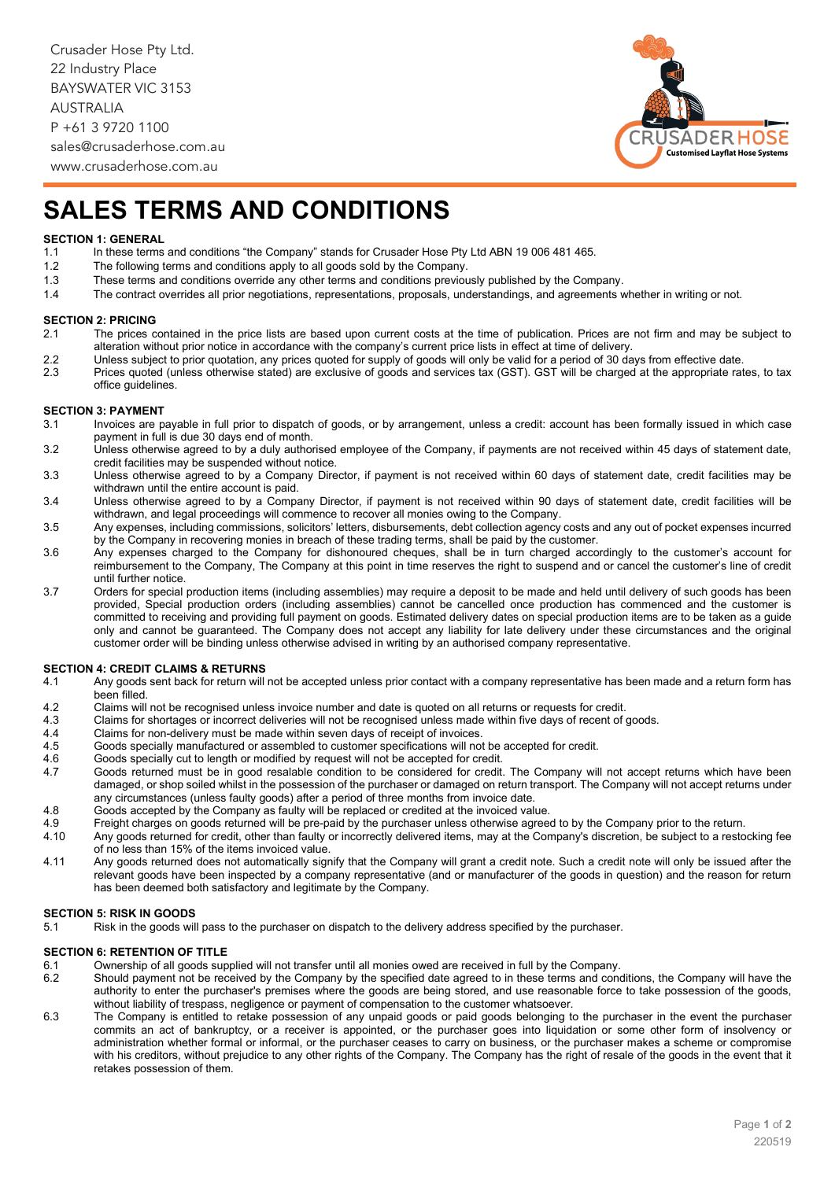Crusader Hose Pty Ltd.
22 Industry Place
BAYSWATER VIC 3153
AUSTRALIA
P +61 3 9720 1100
sales@crusaderhose.com.au
www.crusaderhose.com.au

# SALES TERMS AND CONDITIONS

**SECTION 1: GENERAL**

1.1 In these terms and conditions "the Company" stands for Crusader Hose Pty Ltd ABN 19 006 481 465.

1.2 The following terms and conditions apply to all goods sold by the Company.

1.3 These terms and conditions override any other terms and conditions previously published by the Company.

1.4 The contract overrides all prior negotiations, representations, proposals, understandings, and agreements whether in writing or not.

**SECTION 2: PRICING**

2.1 The prices contained in the price lists are based upon current costs at the time of publication. Prices are not firm and may be subject to alteration without prior notice in accordance with the company's current price lists in effect at time of delivery.

2.2 Unless subject to prior quotation, any prices quoted for supply of goods will only be valid for a period of 30 days from effective date.

2.3 Prices quoted (unless otherwise stated) are exclusive of goods and services tax (GST). GST will be charged at the appropriate rates, to tax office guidelines.

**SECTION 3: PAYMENT**

3.1 Invoices are payable in full prior to dispatch of goods, or by arrangement, unless a credit: account has been formally issued in which case payment in full is due 30 days end of month.

3.2 Unless otherwise agreed to by a duly authorised employee of the Company, if payments are not received within 45 days of statement date, credit facilities may be suspended without notice.

3.3 Unless otherwise agreed to by a Company Director, if payment is not received within 60 days of statement date, credit facilities may be withdrawn until the entire account is paid.

3.4 Unless otherwise agreed to by a Company Director, if payment is not received within 90 days of statement date, credit facilities will be withdrawn, and legal proceedings will commence to recover all monies owing to the Company.

3.5 Any expenses, including commissions, solicitors' letters, disbursements, debt collection agency costs and any out of pocket expenses incurred by the Company in recovering monies in breach of these trading terms, shall be paid by the customer.

3.6 Any expenses charged to the Company for dishonoured cheques, shall be in turn charged accordingly to the customer's account for reimbursement to the Company, The Company at this point in time reserves the right to suspend and or cancel the customer's line of credit until further notice.

3.7 Orders for special production items (including assemblies) may require a deposit to be made and held until delivery of such goods has been provided, Special production orders (including assemblies) cannot be cancelled once production has commenced and the customer is committed to receiving and providing full payment on goods. Estimated delivery dates on special production items are to be taken as a guide only and cannot be guaranteed. The Company does not accept any liability for late delivery under these circumstances and the original customer order will be binding unless otherwise advised in writing by an authorised company representative.

**SECTION 4: CREDIT CLAIMS & RETURNS**

4.1 Any goods sent back for return will not be accepted unless prior contact with a company representative has been made and a return form has been filled.

4.2 Claims will not be recognised unless invoice number and date is quoted on all returns or requests for credit.

4.3 Claims for shortages or incorrect deliveries will not be recognised unless made within five days of recent of goods.

4.4 Claims for non-delivery must be made within seven days of receipt of invoices.

4.5 Goods specially manufactured or assembled to customer specifications will not be accepted for credit.

4.6 Goods specially cut to length or modified by request will not be accepted for credit.

4.7 Goods returned must be in good resalable condition to be considered for credit. The Company will not accept returns which have been damaged, or shop soiled whilst in the possession of the purchaser or damaged on return transport. The Company will not accept returns under any circumstances (unless faulty goods) after a period of three months from invoice date.

4.8 Goods accepted by the Company as faulty will be replaced or credited at the invoiced value.

4.9 Freight charges on goods returned will be pre-paid by the purchaser unless otherwise agreed to by the Company prior to the return.

4.10 Any goods returned for credit, other than faulty or incorrectly delivered items, may at the Company's discretion, be subject to a restocking fee of no less than 15% of the items invoiced value.

4.11 Any goods returned does not automatically signify that the Company will grant a credit note. Such a credit note will only be issued after the relevant goods have been inspected by a company representative (and or manufacturer of the goods in question) and the reason for return has been deemed both satisfactory and legitimate by the Company.

**SECTION 5: RISK IN GOODS**

5.1 Risk in the goods will pass to the purchaser on dispatch to the delivery address specified by the purchaser.

**SECTION 6: RETENTION OF TITLE**

6.1 Ownership of all goods supplied will not transfer until all monies owed are received in full by the Company.

6.2 Should payment not be received by the Company by the specified date agreed to in these terms and conditions, the Company will have the authority to enter the purchaser's premises where the goods are being stored, and use reasonable force to take possession of the goods, without liability of trespass, negligence or payment of compensation to the customer whatsoever.

6.3 The Company is entitled to retake possession of any unpaid goods or paid goods belonging to the purchaser in the event the purchaser commits an act of bankruptcy, or a receiver is appointed, or the purchaser goes into liquidation or some other form of insolvency or administration whether formal or informal, or the purchaser ceases to carry on business, or the purchaser makes a scheme or compromise with his creditors, without prejudice to any other rights of the Company. The Company has the right of resale of the goods in the event that it retakes possession of them.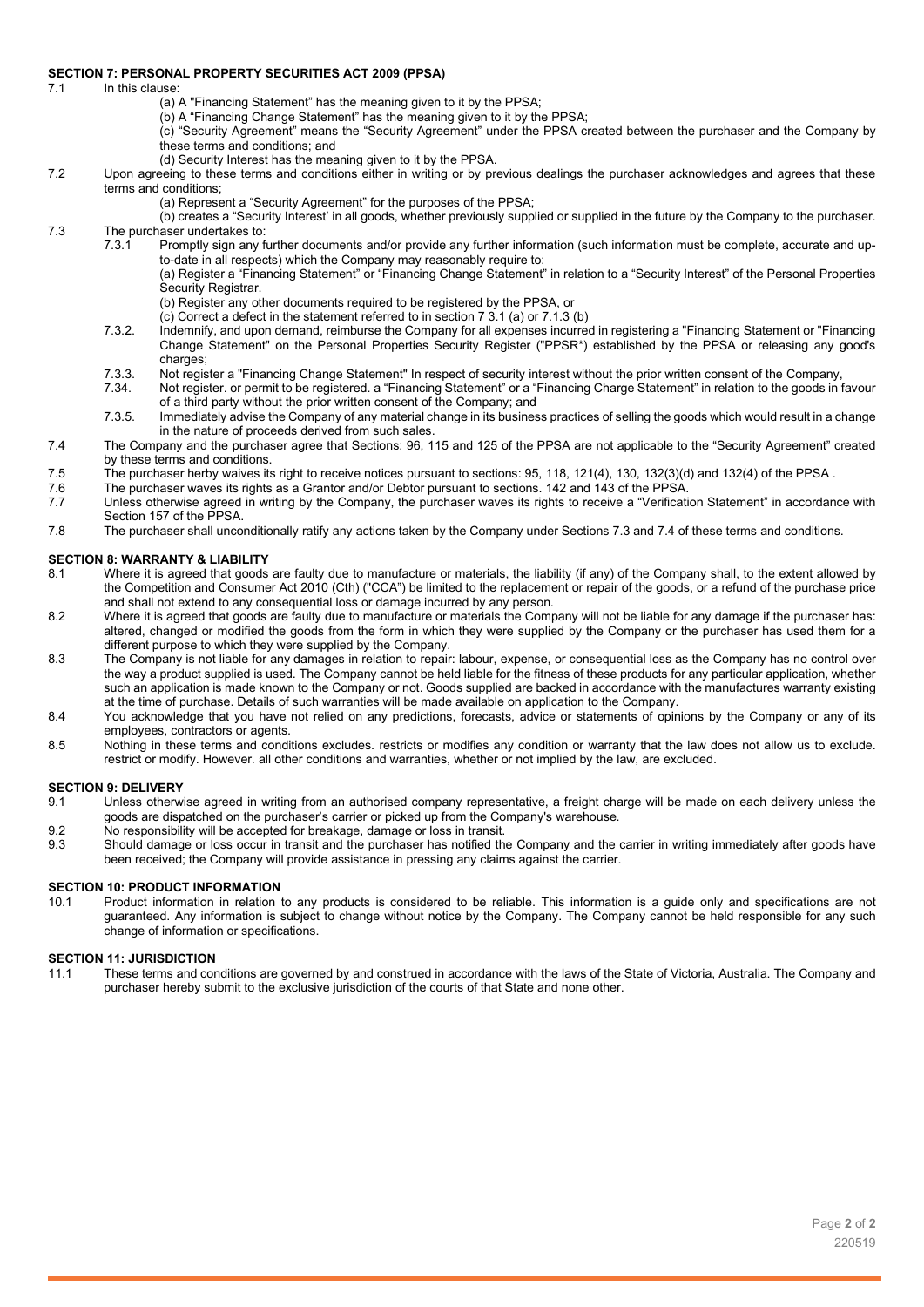## SECTION 7: PERSONAL PROPERTY SECURITIES ACT 2009 (PPSA)

7.1 In this clause:

(a) A "Financing Statement" has the meaning given to it by the PPSA;

(b) A "Financing Change Statement" has the meaning given to it by the PPSA;

(c) "Security Agreement" means the "Security Agreement" under the PPSA created between the purchaser and the Company by these terms and conditions; and

(d) Security Interest has the meaning given to it by the PPSA.

7.2 Upon agreeing to these terms and conditions either in writing or by previous dealings the purchaser acknowledges and agrees that these terms and conditions;

(a) Represent a "Security Agreement" for the purposes of the PPSA;

(b) creates a "Security Interest' in all goods, whether previously supplied or supplied in the future by the Company to the purchaser.

7.3 The purchaser undertakes to:

7.3.1 Promptly sign any further documents and/or provide any further information (such information must be complete, accurate and up-to-date in all respects) which the Company may reasonably require to:

(a) Register a "Financing Statement" or "Financing Change Statement" in relation to a "Security Interest" of the Personal Properties Security Registrar.

(b) Register any other documents required to be registered by the PPSA, or

(c) Correct a defect in the statement referred to in section 7 3.1 (a) or 7.1.3 (b)

7.3.2. Indemnify, and upon demand, reimburse the Company for all expenses incurred in registering a "Financing Statement or "Financing Change Statement" on the Personal Properties Security Register ("PPSR*) established by the PPSA or releasing any good's charges;

7.3.3. Not register a "Financing Change Statement" In respect of security interest without the prior written consent of the Company,

7.34. Not register. or permit to be registered. a "Financing Statement" or a "Financing Charge Statement" in relation to the goods in favour of a third party without the prior written consent of the Company; and

7.3.5. Immediately advise the Company of any material change in its business practices of selling the goods which would result in a change in the nature of proceeds derived from such sales.

7.4 The Company and the purchaser agree that Sections: 96, 115 and 125 of the PPSA are not applicable to the "Security Agreement" created by these terms and conditions.

7.5 The purchaser herby waives its right to receive notices pursuant to sections: 95, 118, 121(4), 130, 132(3)(d) and 132(4) of the PPSA .

7.6 The purchaser waves its rights as a Grantor and/or Debtor pursuant to sections. 142 and 143 of the PPSA.

7.7 Unless otherwise agreed in writing by the Company, the purchaser waves its rights to receive a "Verification Statement" in accordance with Section 157 of the PPSA.

7.8 The purchaser shall unconditionally ratify any actions taken by the Company under Sections 7.3 and 7.4 of these terms and conditions.

## SECTION 8: WARRANTY & LIABILITY

8.1 Where it is agreed that goods are faulty due to manufacture or materials, the liability (if any) of the Company shall, to the extent allowed by the Competition and Consumer Act 2010 (Cth) ("CCA") be limited to the replacement or repair of the goods, or a refund of the purchase price and shall not extend to any consequential loss or damage incurred by any person.

8.2 Where it is agreed that goods are faulty due to manufacture or materials the Company will not be liable for any damage if the purchaser has: altered, changed or modified the goods from the form in which they were supplied by the Company or the purchaser has used them for a different purpose to which they were supplied by the Company.

8.3 The Company is not liable for any damages in relation to repair: labour, expense, or consequential loss as the Company has no control over the way a product supplied is used. The Company cannot be held liable for the fitness of these products for any particular application, whether such an application is made known to the Company or not. Goods supplied are backed in accordance with the manufactures warranty existing at the time of purchase. Details of such warranties will be made available on application to the Company.

8.4 You acknowledge that you have not relied on any predictions, forecasts, advice or statements of opinions by the Company or any of its employees, contractors or agents.

8.5 Nothing in these terms and conditions excludes. restricts or modifies any condition or warranty that the law does not allow us to exclude. restrict or modify. However. all other conditions and warranties, whether or not implied by the law, are excluded.

## SECTION 9: DELIVERY

9.1 Unless otherwise agreed in writing from an authorised company representative, a freight charge will be made on each delivery unless the goods are dispatched on the purchaser's carrier or picked up from the Company's warehouse.

9.2 No responsibility will be accepted for breakage, damage or loss in transit.

9.3 Should damage or loss occur in transit and the purchaser has notified the Company and the carrier in writing immediately after goods have been received; the Company will provide assistance in pressing any claims against the carrier.

## SECTION 10: PRODUCT INFORMATION

10.1 Product information in relation to any products is considered to be reliable. This information is a guide only and specifications are not guaranteed. Any information is subject to change without notice by the Company. The Company cannot be held responsible for any such change of information or specifications.

## SECTION 11: JURISDICTION

11.1 These terms and conditions are governed by and construed in accordance with the laws of the State of Victoria, Australia. The Company and purchaser hereby submit to the exclusive jurisdiction of the courts of that State and none other.

220519